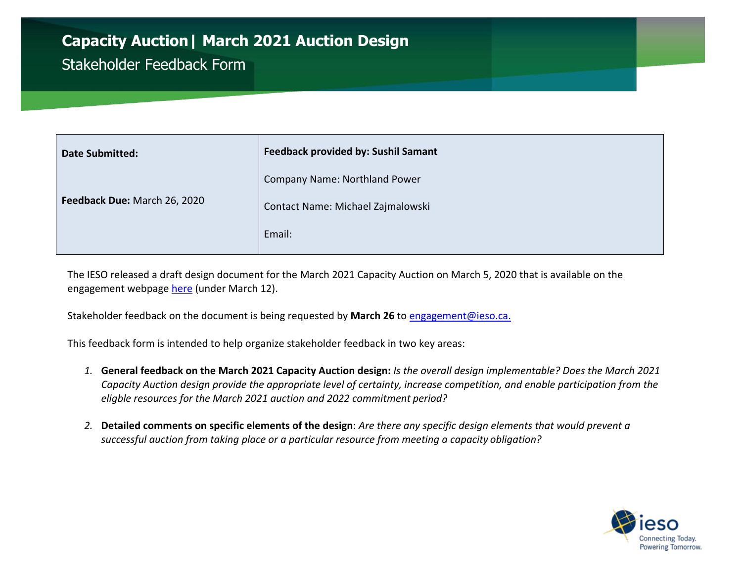# Capacity Auction| March 2021 Auction Design

## Stakeholder Feedback Form

| **Date Submitted:** <br><br> **Feedback Due:** March 26, 2020 | **Feedback provided by: Sushil Samant** <br><br> Company Name: Northland Power <br><br> Contact Name: Michael Zajmalowski <br><br> Email: |
|---|---|

The IESO released a draft design document for the March 2021 Capacity Auction on March 5, 2020 that is available on the engagement webpage here (under March 12).

Stakeholder feedback on the document is being requested by **March 26** to engagement@ieso.ca.

This feedback form is intended to help organize stakeholder feedback in two key areas:

1. **General feedback on the March 2021 Capacity Auction design:** *Is the overall design implementable? Does the March 2021 Capacity Auction design provide the appropriate level of certainty, increase competition, and enable participation from the eligible resources for the March 2021 auction and 2022 commitment period?*

2. **Detailed comments on specific elements of the design**: *Are there any specific design elements that would prevent a successful auction from taking place or a particular resource from meeting a capacity obligation?*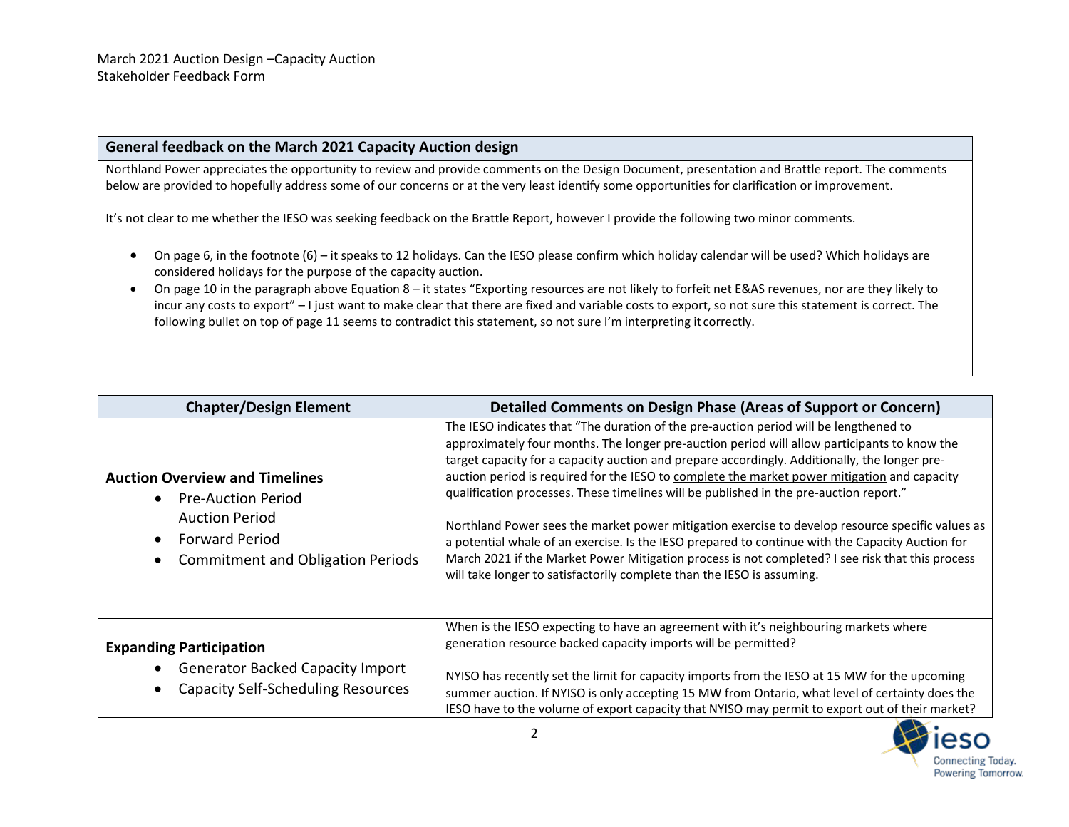March 2021 Auction Design –Capacity Auction
Stakeholder Feedback Form

| General feedback on the March 2021 Capacity Auction design |
| --- |
| Northland Power appreciates the opportunity to review and provide comments on the Design Document, presentation and Brattle report. The comments below are provided to hopefully address some of our concerns or at the very least identify some opportunities for clarification or improvement.<br><br>It's not clear to me whether the IESO was seeking feedback on the Brattle Report, however I provide the following two minor comments.<br><br>• On page 6, in the footnote (6) – it speaks to 12 holidays. Can the IESO please confirm which holiday calendar will be used? Which holidays are considered holidays for the purpose of the capacity auction.<br>• On page 10 in the paragraph above Equation 8 – it states "Exporting resources are not likely to forfeit net E&AS revenues, nor are they likely to incur any costs to export" – I just want to make clear that there are fixed and variable costs to export, so not sure this statement is correct. The following bullet on top of page 11 seems to contradict this statement, so not sure I'm interpreting it correctly. |

| Chapter/Design Element | Detailed Comments on Design Phase (Areas of Support or Concern) |
| --- | --- |
| **Auction Overview and Timelines**<br>• Pre-Auction Period<br>Auction Period<br>• Forward Period<br>• Commitment and Obligation Periods | The IESO indicates that "The duration of the pre-auction period will be lengthened to approximately four months. The longer pre-auction period will allow participants to know the target capacity for a capacity auction and prepare accordingly. Additionally, the longer pre-auction period is required for the IESO to complete the market power mitigation and capacity qualification processes. These timelines will be published in the pre-auction report."<br><br>Northland Power sees the market power mitigation exercise to develop resource specific values as a potential whale of an exercise. Is the IESO prepared to continue with the Capacity Auction for March 2021 if the Market Power Mitigation process is not completed? I see risk that this process will take longer to satisfactorily complete than the IESO is assuming. |
| **Expanding Participation**<br>• Generator Backed Capacity Import<br>• Capacity Self-Scheduling Resources | When is the IESO expecting to have an agreement with it's neighbouring markets where generation resource backed capacity imports will be permitted?<br><br>NYISO has recently set the limit for capacity imports from the IESO at 15 MW for the upcoming summer auction. If NYISO is only accepting 15 MW from Ontario, what level of certainty does the IESO have to the volume of export capacity that NYISO may permit to export out of their market? |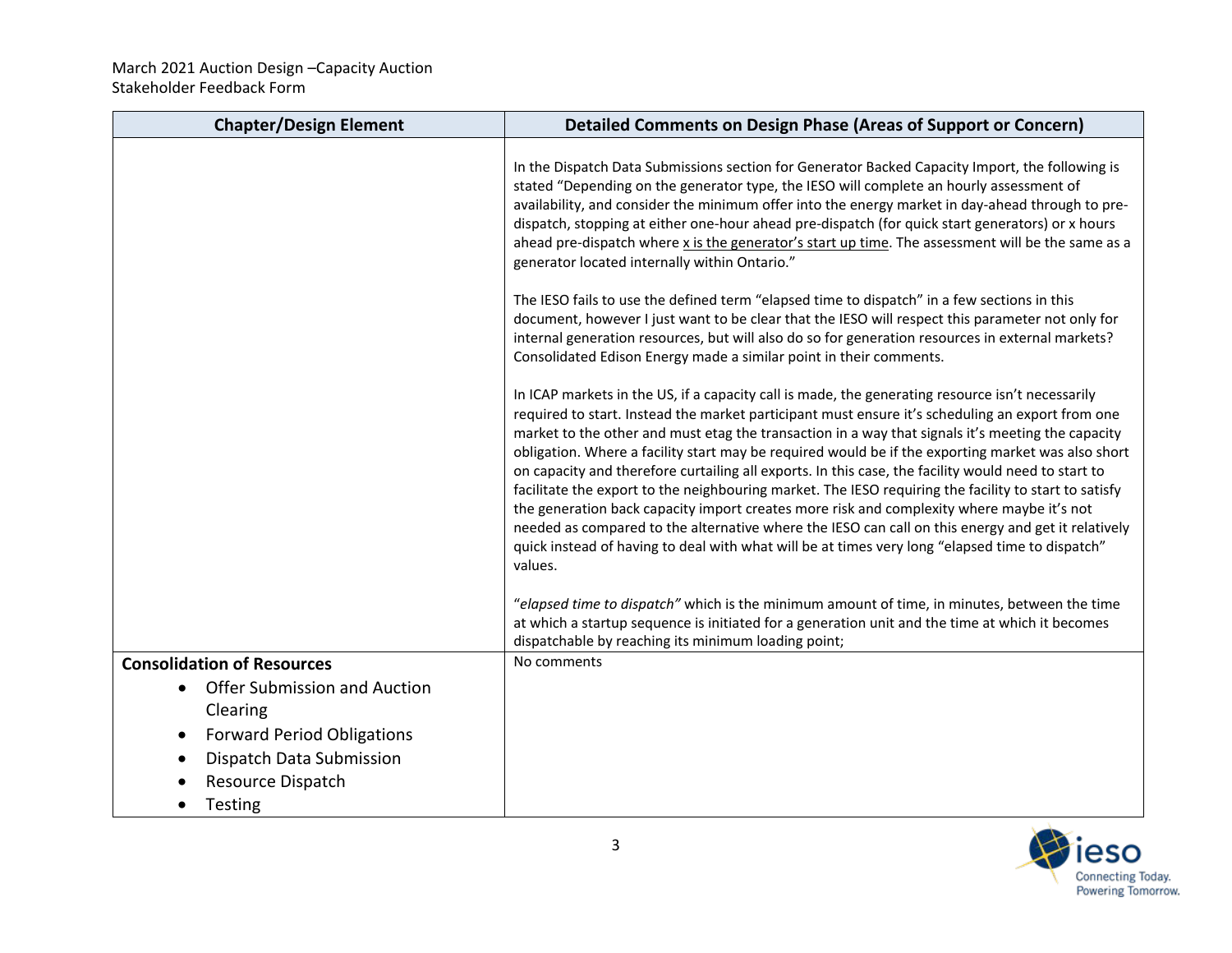| Chapter/Design Element | Detailed Comments on Design Phase (Areas of Support or Concern) |
| --- | --- |
| | In the Dispatch Data Submissions section for Generator Backed Capacity Import, the following is stated "Depending on the generator type, the IESO will complete an hourly assessment of availability, and consider the minimum offer into the energy market in day-ahead through to pre-dispatch, stopping at either one-hour ahead pre-dispatch (for quick start generators) or x hours ahead pre-dispatch where <u>x is the generator's start up time</u>. The assessment will be the same as a generator located internally within Ontario."<br><br>The IESO fails to use the defined term "elapsed time to dispatch" in a few sections in this document, however I just want to be clear that the IESO will respect this parameter not only for internal generation resources, but will also do so for generation resources in external markets? Consolidated Edison Energy made a similar point in their comments.<br><br>In ICAP markets in the US, if a capacity call is made, the generating resource isn't necessarily required to start. Instead the market participant must ensure it's scheduling an export from one market to the other and must etag the transaction in a way that signals it's meeting the capacity obligation. Where a facility start may be required would be if the exporting market was also short on capacity and therefore curtailing all exports. In this case, the facility would need to start to facilitate the export to the neighbouring market. The IESO requiring the facility to start to satisfy the generation back capacity import creates more risk and complexity where maybe it's not needed as compared to the alternative where the IESO can call on this energy and get it relatively quick instead of having to deal with what will be at times very long "elapsed time to dispatch" values.<br><br>"*elapsed time to dispatch"* which is the minimum amount of time, in minutes, between the time at which a startup sequence is initiated for a generation unit and the time at which it becomes dispatchable by reaching its minimum loading point; |
| **Consolidation of Resources**<br>• Offer Submission and Auction Clearing<br>• Forward Period Obligations<br>• Dispatch Data Submission<br>• Resource Dispatch<br>• Testing | No comments |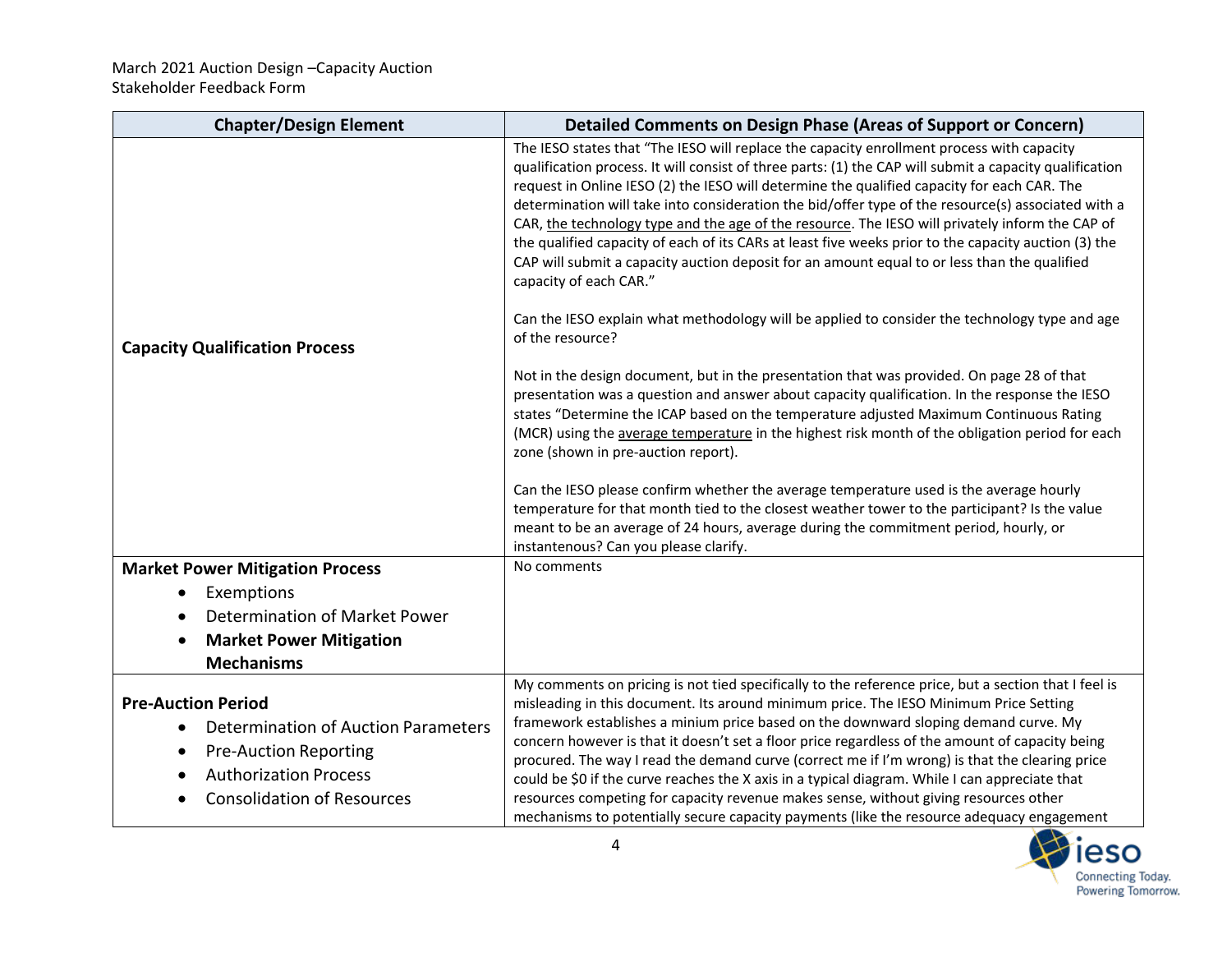| Chapter/Design Element | Detailed Comments on Design Phase (Areas of Support or Concern) |
|---|---|
| **Capacity Qualification Process** | The IESO states that "The IESO will replace the capacity enrollment process with capacity qualification process. It will consist of three parts: (1) the CAP will submit a capacity qualification request in Online IESO (2) the IESO will determine the qualified capacity for each CAR. The determination will take into consideration the bid/offer type of the resource(s) associated with a CAR, the technology type and the age of the resource. The IESO will privately inform the CAP of the qualified capacity of each of its CARs at least five weeks prior to the capacity auction (3) the CAP will submit a capacity auction deposit for an amount equal to or less than the qualified capacity of each CAR."<br><br>Can the IESO explain what methodology will be applied to consider the technology type and age of the resource?<br><br>Not in the design document, but in the presentation that was provided. On page 28 of that presentation was a question and answer about capacity qualification. In the response the IESO states "Determine the ICAP based on the temperature adjusted Maximum Continuous Rating (MCR) using the average temperature in the highest risk month of the obligation period for each zone (shown in pre-auction report).<br><br>Can the IESO please confirm whether the average temperature used is the average hourly temperature for that month tied to the closest weather tower to the participant? Is the value meant to be an average of 24 hours, average during the commitment period, hourly, or instantenous? Can you please clarify. |
| **Market Power Mitigation Process**<br>• Exemptions<br>• Determination of Market Power<br>• **Market Power Mitigation Mechanisms** | No comments |
| **Pre-Auction Period**<br>• Determination of Auction Parameters<br>• Pre-Auction Reporting<br>• Authorization Process<br>• Consolidation of Resources | My comments on pricing is not tied specifically to the reference price, but a section that I feel is misleading in this document. Its around minimum price. The IESO Minimum Price Setting framework establishes a minium price based on the downward sloping demand curve. My concern however is that it doesn't set a floor price regardless of the amount of capacity being procured. The way I read the demand curve (correct me if I'm wrong) is that the clearing price could be $0 if the curve reaches the X axis in a typical diagram. While I can appreciate that resources competing for capacity revenue makes sense, without giving resources other mechanisms to potentially secure capacity payments (like the resource adequacy engagement |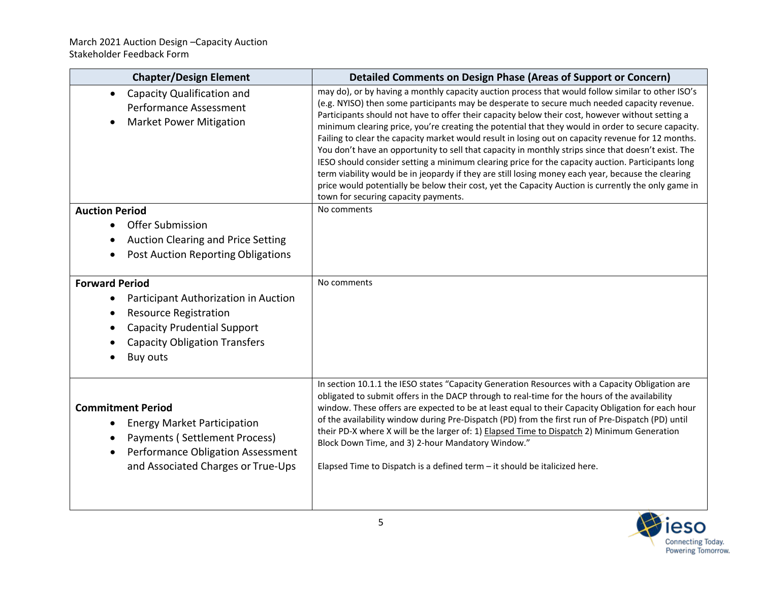| Chapter/Design Element | Detailed Comments on Design Phase (Areas of Support or Concern) |
| --- | --- |
| • Capacity Qualification and Performance Assessment<br>• Market Power Mitigation | may do), or by having a monthly capacity auction process that would follow similar to other ISO's (e.g. NYISO) then some participants may be desperate to secure much needed capacity revenue. Participants should not have to offer their capacity below their cost, however without setting a minimum clearing price, you're creating the potential that they would in order to secure capacity. Failing to clear the capacity market would result in losing out on capacity revenue for 12 months. You don't have an opportunity to sell that capacity in monthly strips since that doesn't exist. The IESO should consider setting a minimum clearing price for the capacity auction. Participants long term viability would be in jeopardy if they are still losing money each year, because the clearing price would potentially be below their cost, yet the Capacity Auction is currently the only game in town for securing capacity payments. |
| **Auction Period**<br>• Offer Submission<br>• Auction Clearing and Price Setting<br>• Post Auction Reporting Obligations | No comments |
| **Forward Period**<br>• Participant Authorization in Auction<br>• Resource Registration<br>• Capacity Prudential Support<br>• Capacity Obligation Transfers<br>• Buy outs | No comments |
| **Commitment Period**<br>• Energy Market Participation<br>• Payments ( Settlement Process)<br>• Performance Obligation Assessment and Associated Charges or True-Ups | In section 10.1.1 the IESO states "Capacity Generation Resources with a Capacity Obligation are obligated to submit offers in the DACP through to real-time for the hours of the availability window. These offers are expected to be at least equal to their Capacity Obligation for each hour of the availability window during Pre-Dispatch (PD) from the first run of Pre-Dispatch (PD) until their PD-X where X will be the larger of: 1) Elapsed Time to Dispatch 2) Minimum Generation Block Down Time, and 3) 2-hour Mandatory Window."<br><br>Elapsed Time to Dispatch is a defined term – it should be italicized here. |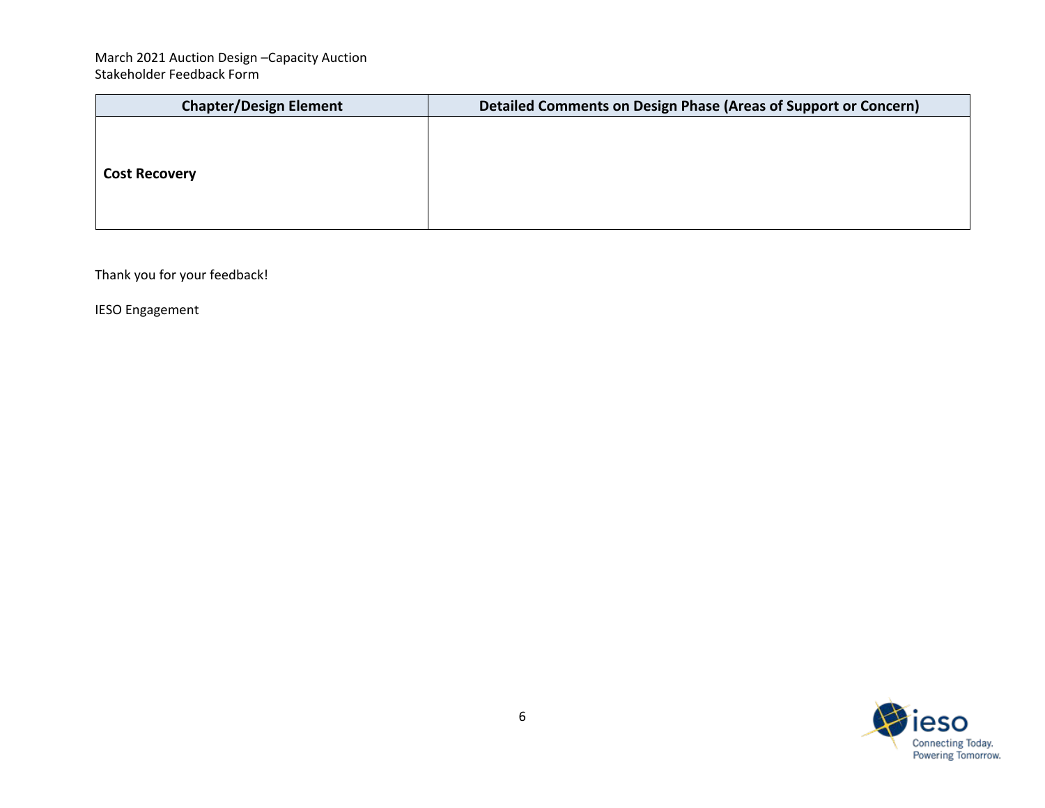| Chapter/Design Element | Detailed Comments on Design Phase (Areas of Support or Concern) |
| --- | --- |
| **Cost Recovery** | |

Thank you for your feedback!

IESO Engagement